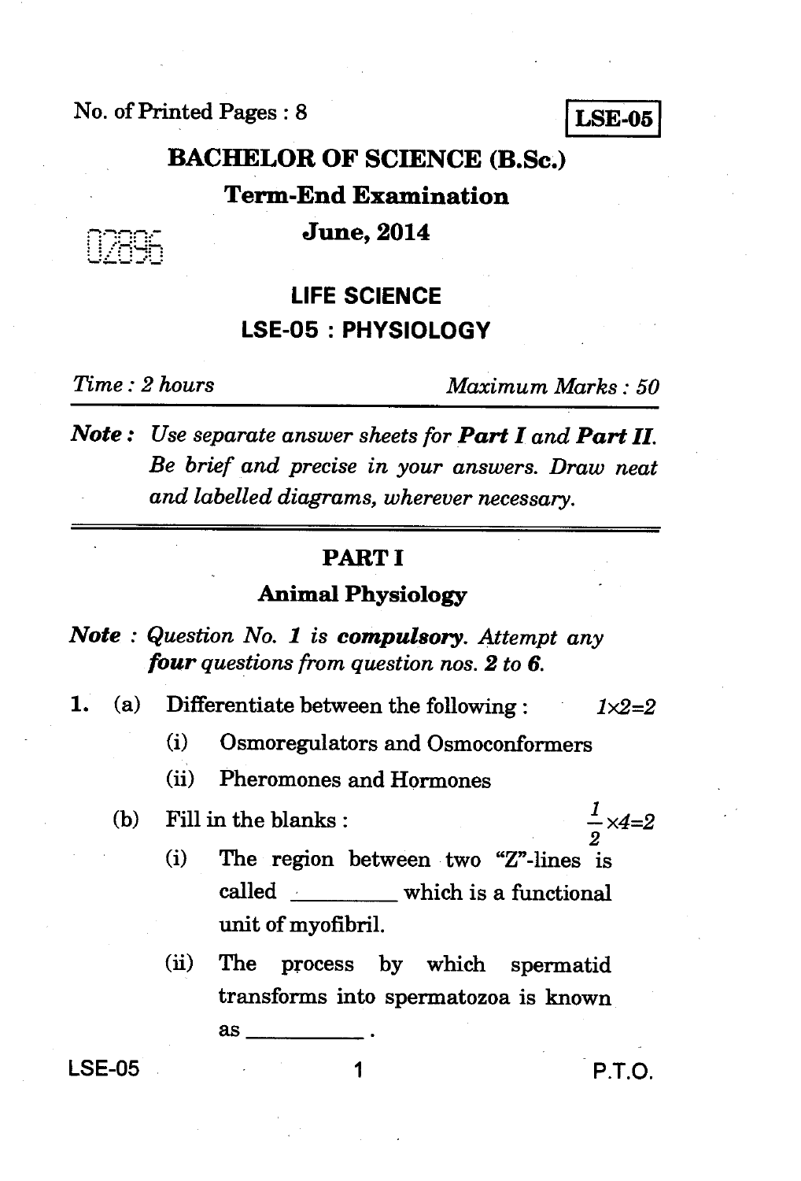No. of Printed Pages : 8

**LSE-05**

# BACHELOR OF SCIENCE (B.Sc.)

## Term-End Examination

## June, 2014

02896

## LIFE SCIENCE

## LSE-05 : PHYSIOLOGY

*Time : 2 hours* | *Maximum Marks : 50*

***Note :*** *Use separate answer sheets for* ***Part I*** *and* ***Part II****. Be brief and precise in your answers. Draw neat and labelled diagrams, wherever necessary.*

---

## PART I

### Animal Physiology

***Note :*** *Question No.* ***1*** *is* ***compulsory****. Attempt any* ***four*** *questions from question nos.* ***2*** *to* ***6****.*

1. (a) Differentiate between the following : $1 \times 2 = 2$

   (i) Osmoregulators and Osmoconformers

   (ii) Pheromones and Hormones

   (b) Fill in the blanks : $\frac{1}{2} \times 4 = 2$

   (i) The region between two "Z"-lines is called \_\_\_\_\_\_\_\_\_ which is a functional unit of myofibril.

   (ii) The process by which spermatid transforms into spermatozoa is known as \_\_\_\_\_\_\_\_\_ .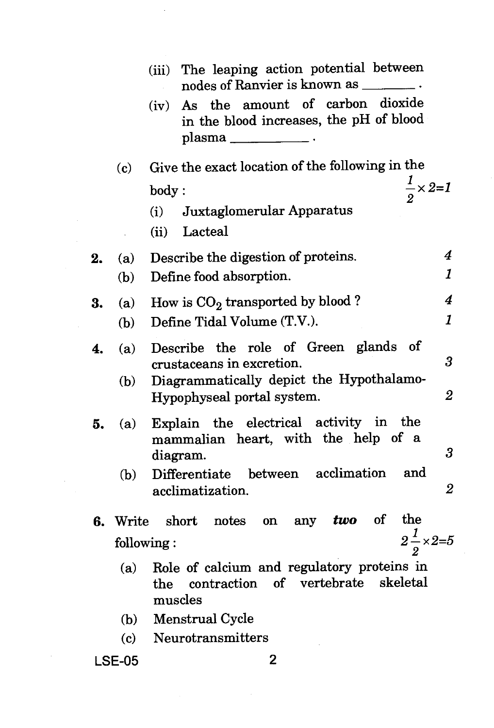(iii) The leaping action potential between nodes of Ranvier is known as _______ .

(iv) As the amount of carbon dioxide in the blood increases, the pH of blood plasma __________ .

(c) Give the exact location of the following in the body : $\frac{1}{2} \times 2 = 1$

(i) Juxtaglomerular Apparatus

(ii) Lacteal

**2.** (a) Describe the digestion of proteins. 4

(b) Define food absorption. 1

**3.** (a) How is $CO_2$ transported by blood ? 4

(b) Define Tidal Volume (T.V.). 1

**4.** (a) Describe the role of Green glands of crustaceans in excretion. 3

(b) Diagrammatically depict the Hypothalamo-Hypophyseal portal system. 2

**5.** (a) Explain the electrical activity in the mammalian heart, with the help of a diagram. 3

(b) Differentiate between acclimation and acclimatization. 2

**6.** Write short notes on any ***two*** of the following : $2\frac{1}{2} \times 2 = 5$

(a) Role of calcium and regulatory proteins in the contraction of vertebrate skeletal muscles

(b) Menstrual Cycle

(c) Neurotransmitters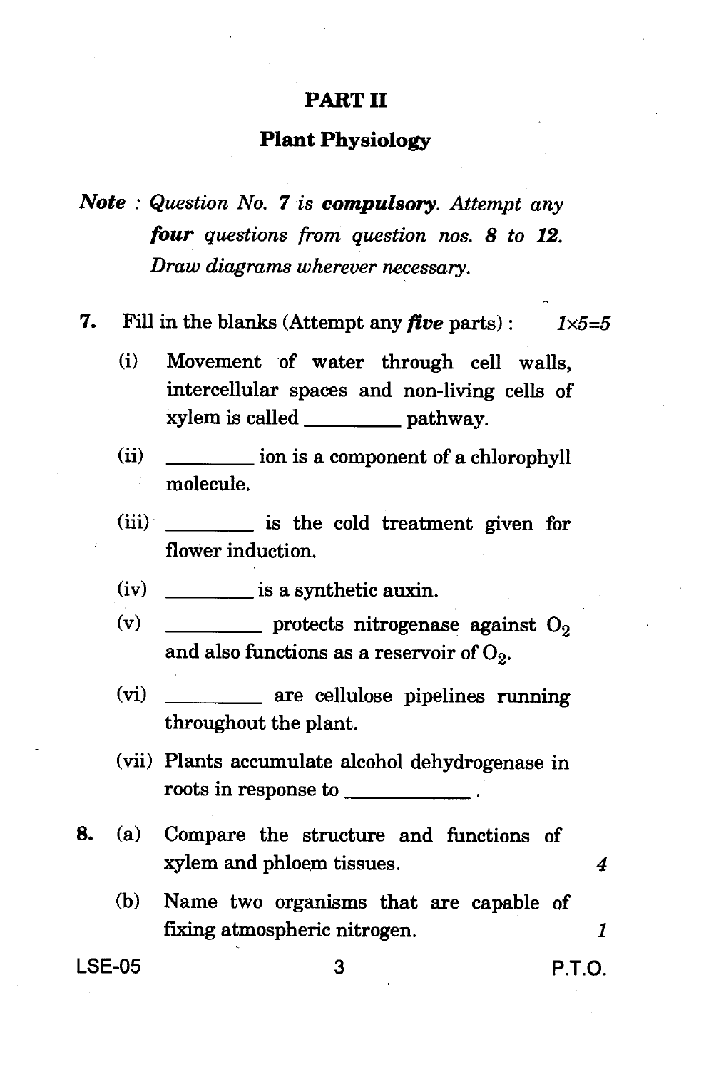## PART II

## Plant Physiology

*Note : Question No. 7 is* ***compulsory****. Attempt any* ***four*** *questions from question nos.* ***8*** *to* ***12****. Draw diagrams wherever necessary.*

**7.** Fill in the blanks (Attempt any ***five*** parts) : *1×5=5*

(i) Movement of water through cell walls, intercellular spaces and non-living cells of xylem is called ________ pathway.

(ii) ________ ion is a component of a chlorophyll molecule.

(iii) ________ is the cold treatment given for flower induction.

(iv) ________ is a synthetic auxin.

(v) ________ protects nitrogenase against $O_2$ and also functions as a reservoir of $O_2$.

(vi) ________ are cellulose pipelines running throughout the plant.

(vii) Plants accumulate alcohol dehydrogenase in roots in response to ____________ .

**8.** (a) Compare the structure and functions of xylem and phloem tissues. *4*

(b) Name two organisms that are capable of fixing atmospheric nitrogen. *1*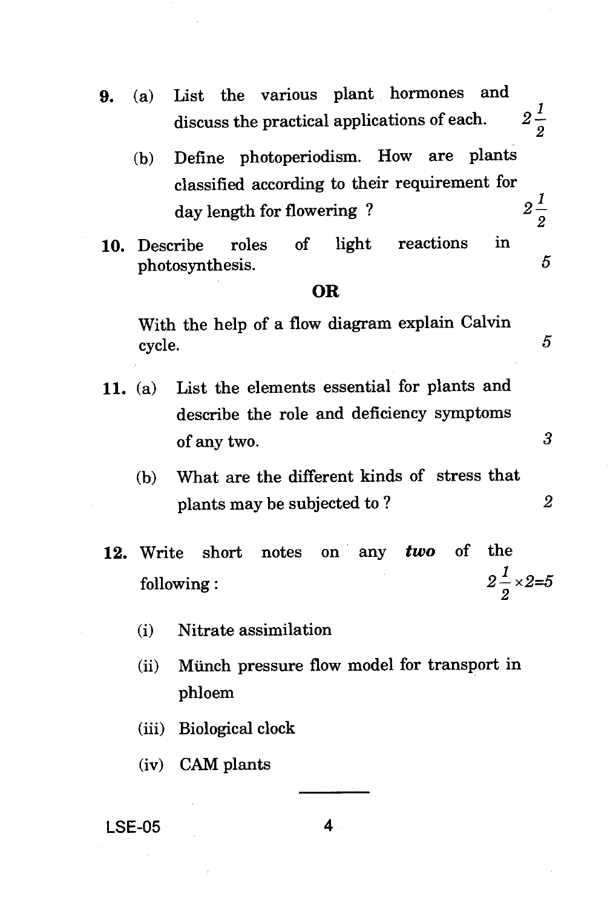9. (a) List the various plant hormones and discuss the practical applications of each. $2\frac{1}{2}$

   (b) Define photoperiodism. How are plants classified according to their requirement for day length for flowering ? $2\frac{1}{2}$

10. Describe roles of light reactions in photosynthesis. 5

**OR**

With the help of a flow diagram explain Calvin cycle. 5

11. (a) List the elements essential for plants and describe the role and deficiency symptoms of any two. 3

    (b) What are the different kinds of stress that plants may be subjected to ? 2

12. Write short notes on any ***two*** of the following : $2\frac{1}{2} \times 2 = 5$

    (i) Nitrate assimilation

    (ii) Münch pressure flow model for transport in phloem

    (iii) Biological clock

    (iv) CAM plants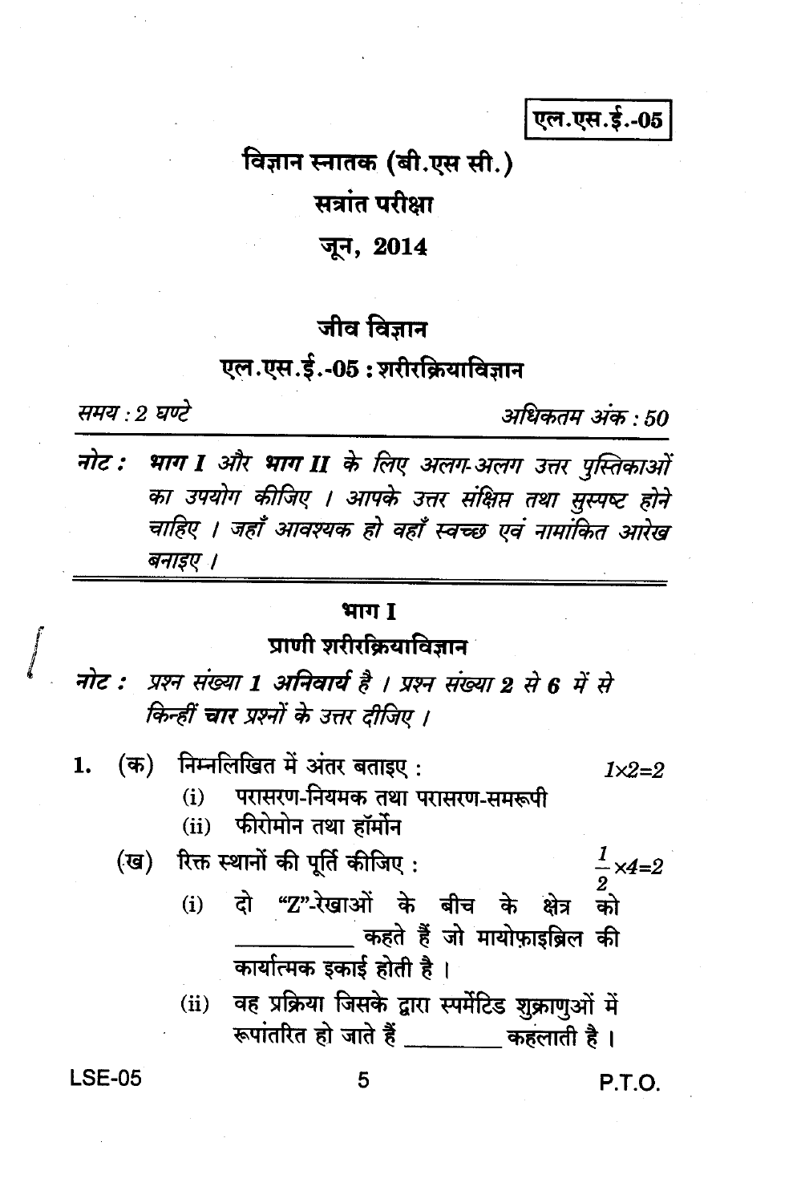एल.एस.ई.-05

# विज्ञान स्नातक (बी.एस सी.)

## सत्रांत परीक्षा

## जून, 2014

## जीव विज्ञान

## एल.एस.ई.-05 : शरीरक्रियाविज्ञान

*समय : 2 घण्टे* *अधिकतम अंक : 50*

*नोट : भाग I और भाग II के लिए अलग-अलग उत्तर पुस्तिकाओं का उपयोग कीजिए । आपके उत्तर संक्षिप्त तथा सुस्पष्ट होने चाहिए । जहाँ आवश्यक हो वहाँ स्वच्छ एवं नामांकित आरेख बनाइए ।*

## भाग I

## प्राणी शरीरक्रियाविज्ञान

*नोट : प्रश्न संख्या 1 अनिवार्य है । प्रश्न संख्या 2 से 6 में से किन्हीं चार प्रश्नों के उत्तर दीजिए ।*

1. (क) निम्नलिखित में अंतर बताइए : $1 \times 2 = 2$

   (i) परासरण-नियमक तथा परासरण-समरूपी

   (ii) फीरोमोन तथा हॉर्मोन

   (ख) रिक्त स्थानों की पूर्ति कीजिए : $\frac{1}{2} \times 4 = 2$

   (i) दो "Z"-रेखाओं के बीच के क्षेत्र को __________ कहते हैं जो मायोफ़ाइब्रिल की कार्यात्मक इकाई होती है ।

   (ii) वह प्रक्रिया जिसके द्वारा स्पर्मेटिड शुक्राणुओं में रूपांतरित हो जाते हैं ________ कहलाती है ।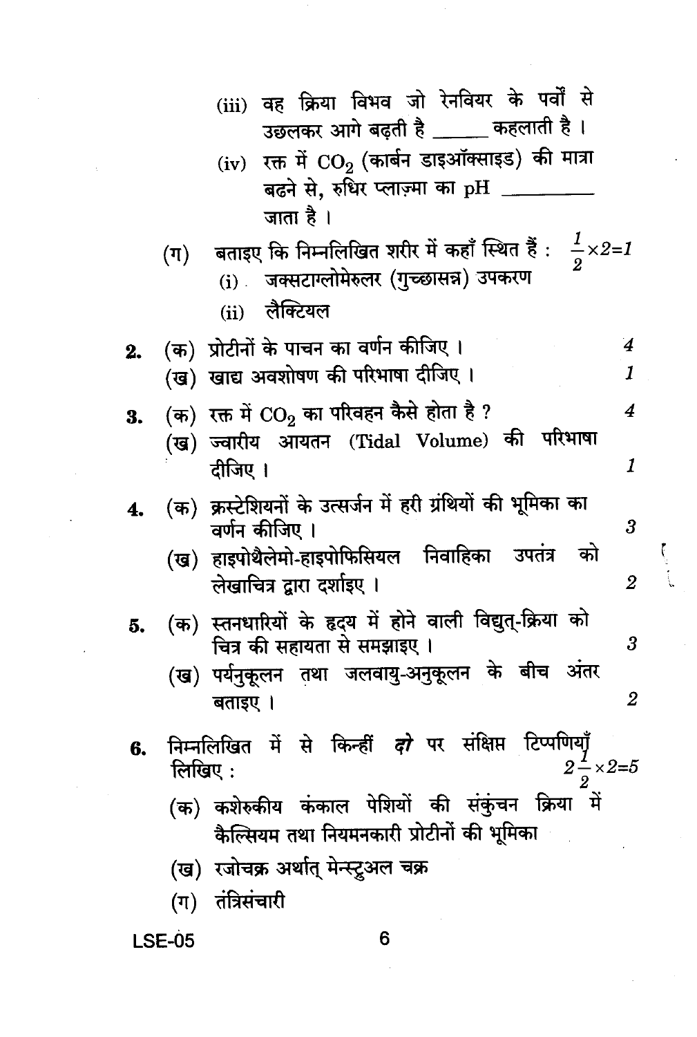(iii) वह क्रिया विभव जो रेनवियर के पर्वों से उछलकर आगे बढ़ती है ______ कहलाती है ।

(iv) रक्त में $CO_2$ (कार्बन डाइऑक्साइड) की मात्रा बढ़ने से, रुधिर प्लाज़्मा का pH ________ जाता है ।

(ग) बताइए कि निम्नलिखित शरीर में कहाँ स्थित हैं : $\frac{1}{2} \times 2 = 1$

(i) जक्सटाग्लोमेरुलर (गुच्छासन्न) उपकरण

(ii) लैक्टियल

**2.** (क) प्रोटीनों के पाचन का वर्णन कीजिए । 4

(ख) खाद्य अवशोषण की परिभाषा दीजिए । 1

**3.** (क) रक्त में $CO_2$ का परिवहन कैसे होता है ? 4

(ख) ज्वारीय आयतन (Tidal Volume) की परिभाषा दीजिए । 1

**4.** (क) क्रस्टेशियनों के उत्सर्जन में हरी ग्रंथियों की भूमिका का वर्णन कीजिए । 3

(ख) हाइपोथैलेमो-हाइपोफिसियल निवाहिका उपतंत्र को लेखाचित्र द्वारा दर्शाइए । 2

**5.** (क) स्तनधारियों के हृदय में होने वाली विद्युत्-क्रिया को चित्र की सहायता से समझाइए । 3

(ख) पर्यनुकूलन तथा जलवायु-अनुकूलन के बीच अंतर बताइए । 2

**6.** निम्नलिखित में से किन्हीं ***दो*** पर संक्षिप्त टिप्पणियाँ लिखिए : $2\frac{1}{2} \times 2 = 5$

(क) कशेरुकीय कंकाल पेशियों की संकुंचन क्रिया में कैल्सियम तथा नियमनकारी प्रोटीनों की भूमिका

(ख) रजोचक्र अर्थात् मेन्स्ट्रुअल चक्र

(ग) तंत्रिसंचारी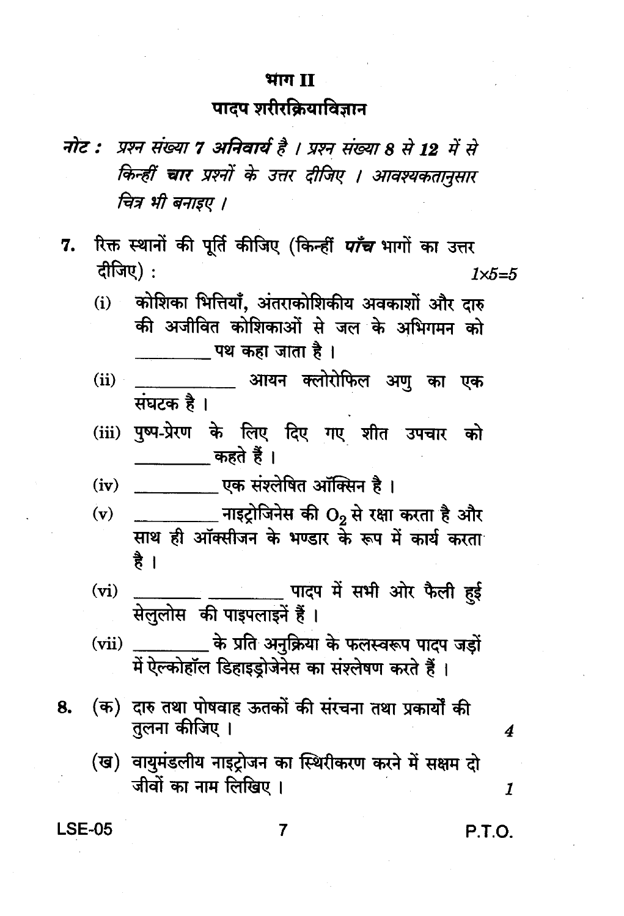## भाग II

## पादप शरीरक्रियाविज्ञान

***नोट :*** *प्रश्न संख्या 7 अनिवार्य है । प्रश्न संख्या 8 से 12 में से किन्हीं* ***चार*** *प्रश्नों के उत्तर दीजिए । आवश्यकतानुसार चित्र भी बनाइए ।*

7. रिक्त स्थानों की पूर्ति कीजिए (किन्हीं ***पाँच*** भागों का उत्तर दीजिए) : *1×5=5*

   (i) कोशिका भित्तियाँ, अंतराकोशिकीय अवकाशों और दारु की अजीवित कोशिकाओं से जल के अभिगमन को \_\_\_\_\_\_\_\_\_ पथ कहा जाता है ।

   (ii) \_\_\_\_\_\_\_\_\_\_\_ आयन क्लोरोफिल अणु का एक संघटक है ।

   (iii) पुष्प-प्रेरण के लिए दिए गए शीत उपचार को \_\_\_\_\_\_\_\_\_ कहते हैं ।

   (iv) \_\_\_\_\_\_\_\_\_\_ एक संश्लेषित ऑक्सिन है ।

   (v) \_\_\_\_\_\_\_\_\_\_ नाइट्रोजिनेस की $O_2$ से रक्षा करता है और साथ ही ऑक्सीजन के भण्डार के रूप में कार्य करता है ।

   (vi) \_\_\_\_\_\_\_\_ \_\_\_\_\_\_\_\_\_ पादप में सभी ओर फैली हुई सेलुलोस की पाइपलाइनें हैं ।

   (vii) \_\_\_\_\_\_\_\_\_ के प्रति अनुक्रिया के फलस्वरूप पादप जड़ों में ऐल्कोहॉल डिहाइड्रोजेनेस का संश्लेषण करते हैं ।

8. (क) दारु तथा पोषवाह ऊतकों की संरचना तथा प्रकार्यों की तुलना कीजिए । *4*

   (ख) वायुमंडलीय नाइट्रोजन का स्थिरीकरण करने में सक्षम दो जीवों का नाम लिखिए । *1*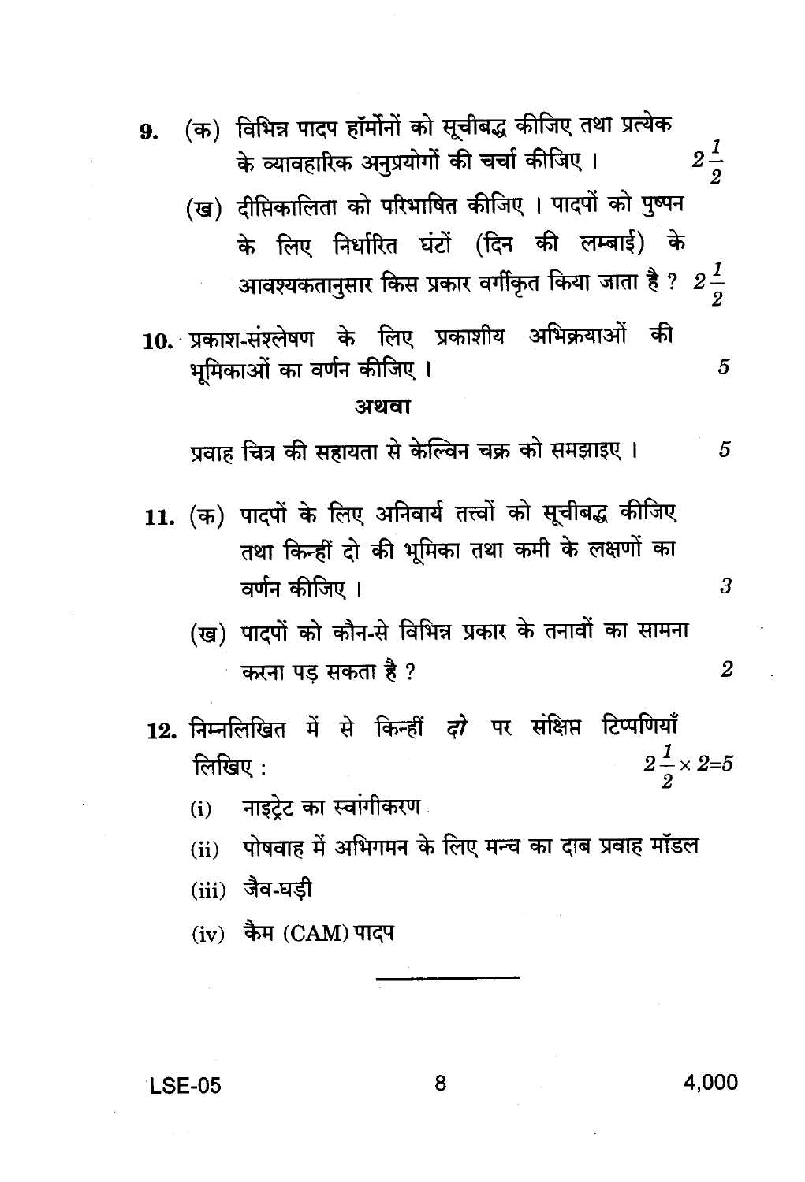9. (क) विभिन्न पादप हॉर्मोनों को सूचीबद्ध कीजिए तथा प्रत्येक के व्यावहारिक अनुप्रयोगों की चर्चा कीजिए । $2\frac{1}{2}$

   (ख) दीप्तिकालिता को परिभाषित कीजिए । पादपों को पुष्पन के लिए निर्धारित घंटों (दिन की लम्बाई) के आवश्यकतानुसार किस प्रकार वर्गीकृत किया जाता है ? $2\frac{1}{2}$

10. प्रकाश-संश्लेषण के लिए प्रकाशीय अभिक्रियाओं की भूमिकाओं का वर्णन कीजिए । 5

**अथवा**

प्रवाह चित्र की सहायता से केल्विन चक्र को समझाइए । 5

11. (क) पादपों के लिए अनिवार्य तत्त्वों को सूचीबद्ध कीजिए तथा किन्हीं दो की भूमिका तथा कमी के लक्षणों का वर्णन कीजिए । 3

    (ख) पादपों को कौन-से विभिन्न प्रकार के तनावों का सामना करना पड़ सकता है ? 2

12. निम्नलिखित में से किन्हीं ***दो*** पर संक्षिप्त टिप्पणियाँ लिखिए : $2\frac{1}{2} \times 2=5$

    (i) नाइट्रेट का स्वांगीकरण

    (ii) पोषवाह में अभिगमन के लिए मन्च का दाब प्रवाह मॉडल

    (iii) जैव-घड़ी

    (iv) कैम (CAM) पादप